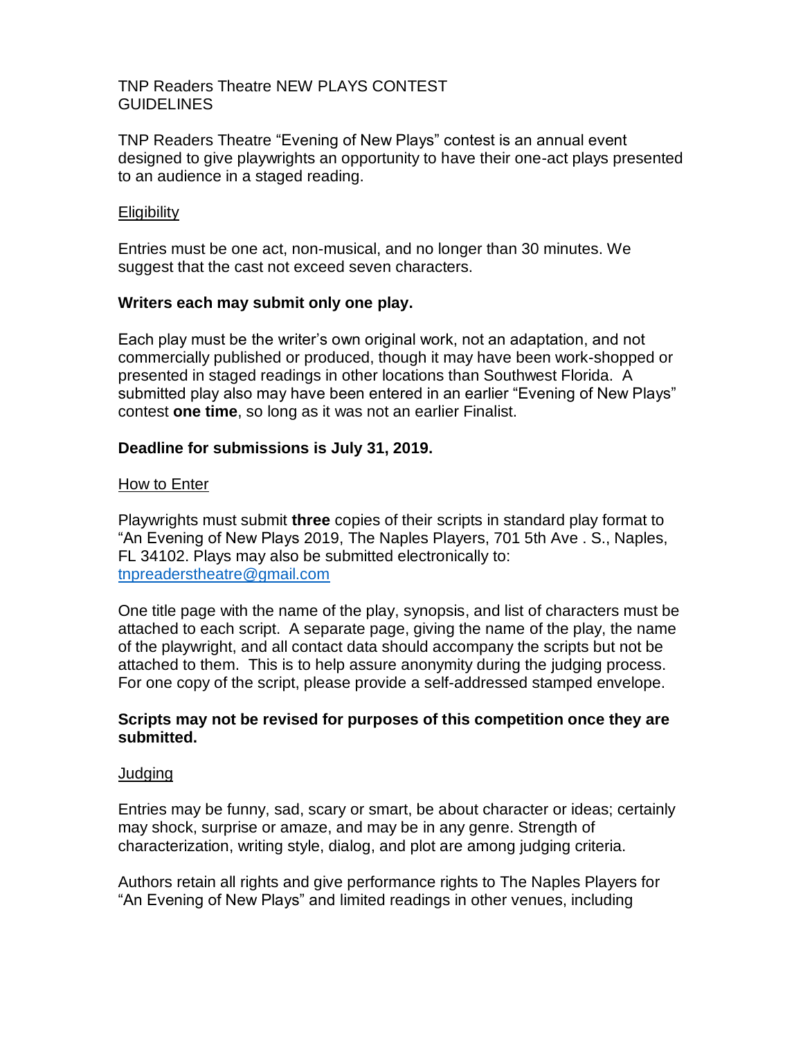# TNP Readers Theatre NEW PLAYS CONTEST GUIDELINES

TNP Readers Theatre "Evening of New Plays" contest is an annual event designed to give playwrights an opportunity to have their one-act plays presented to an audience in a staged reading.

## Eligibility

Entries must be one act, non-musical, and no longer than 30 minutes. We suggest that the cast not exceed seven characters.

**Writers each may submit only one play.**

Each play must be the writer's own original work, not an adaptation, and not commercially published or produced, though it may have been work-shopped or presented in staged readings in other locations than Southwest Florida. A submitted play also may have been entered in an earlier "Evening of New Plays" contest **one time**, so long as it was not an earlier Finalist.

**Deadline for submissions is July 31, 2019.**

## How to Enter

Playwrights must submit **three** copies of their scripts in standard play format to "An Evening of New Plays 2019, The Naples Players, 701 5th Ave . S., Naples, FL 34102. Plays may also be submitted electronically to: tnpreaderstheatre@gmail.com

One title page with the name of the play, synopsis, and list of characters must be attached to each script. A separate page, giving the name of the play, the name of the playwright, and all contact data should accompany the scripts but not be attached to them. This is to help assure anonymity during the judging process. For one copy of the script, please provide a self-addressed stamped envelope.

**Scripts may not be revised for purposes of this competition once they are submitted.**

## Judging

Entries may be funny, sad, scary or smart, be about character or ideas; certainly may shock, surprise or amaze, and may be in any genre. Strength of characterization, writing style, dialog, and plot are among judging criteria.

Authors retain all rights and give performance rights to The Naples Players for "An Evening of New Plays" and limited readings in other venues, including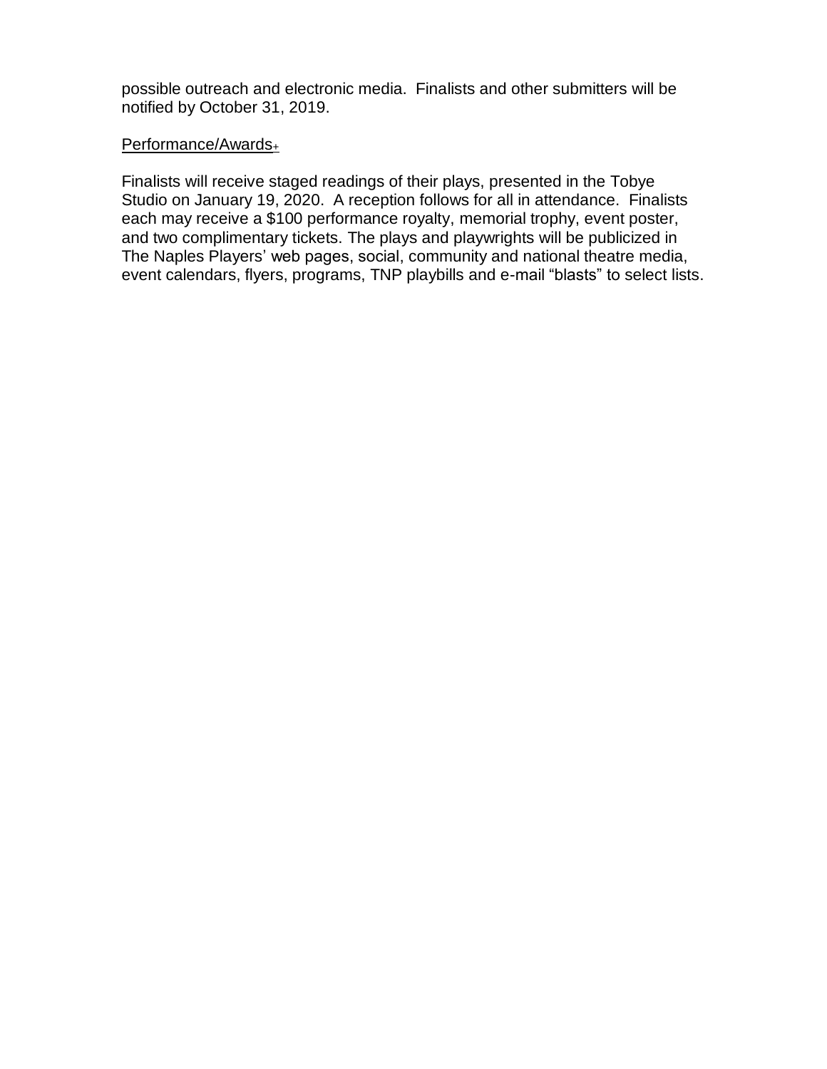possible outreach and electronic media. Finalists and other submitters will be notified by October 31, 2019.

Performance/Awards+

Finalists will receive staged readings of their plays, presented in the Tobye Studio on January 19, 2020. A reception follows for all in attendance. Finalists each may receive a $100 performance royalty, memorial trophy, event poster, and two complimentary tickets. The plays and playwrights will be publicized in The Naples Players' web pages, social, community and national theatre media, event calendars, flyers, programs, TNP playbills and e-mail "blasts" to select lists.